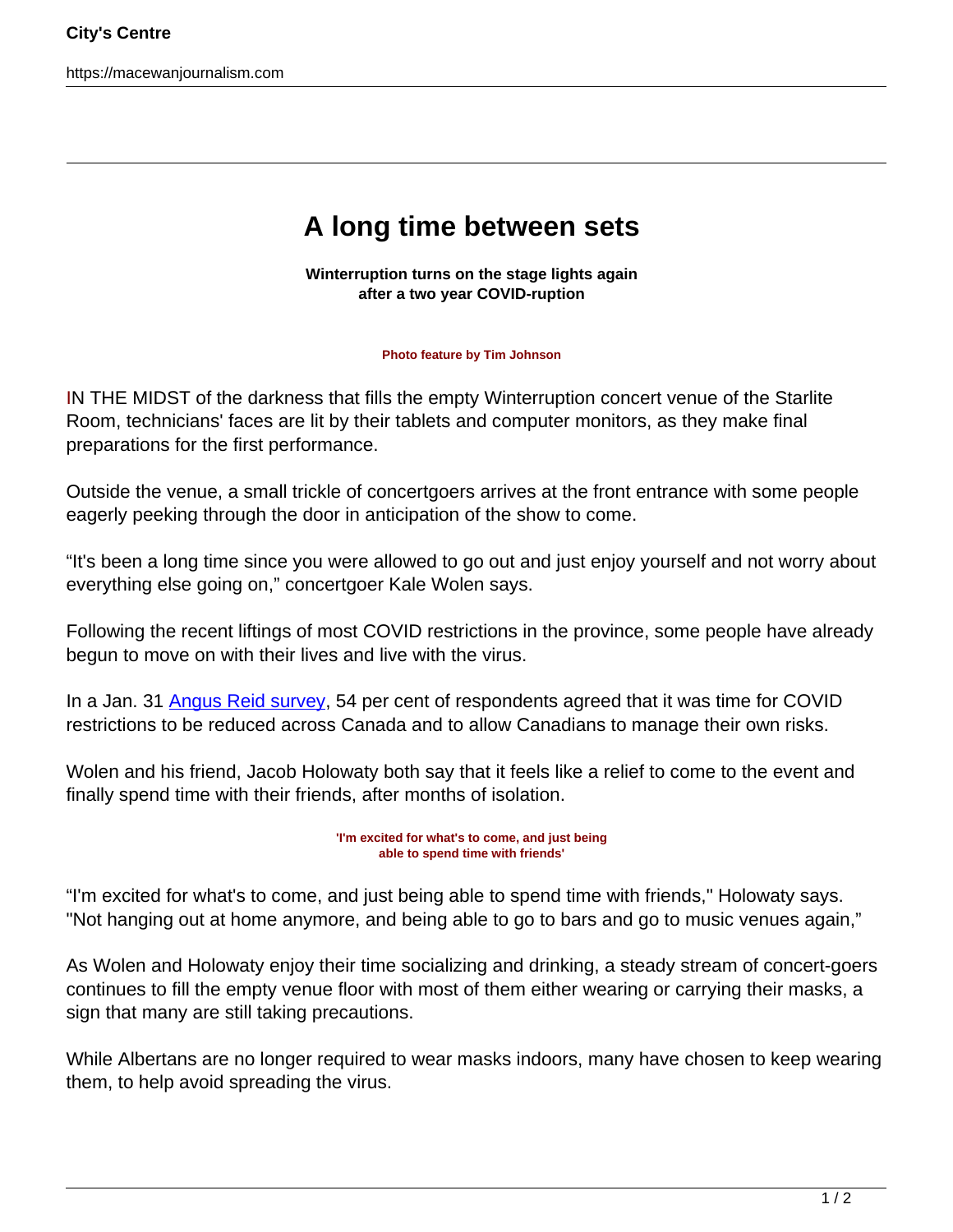# A long time between sets

**Winterruption turns on the stage lights again after a two year COVID-ruption**

**Photo feature by Tim Johnson**

IN THE MIDST of the darkness that fills the empty Winterruption concert venue of the Starlite Room, technicians' faces are lit by their tablets and computer monitors, as they make final preparations for the first performance.

Outside the venue, a small trickle of concertgoers arrives at the front entrance with some people eagerly peeking through the door in anticipation of the show to come.

“It's been a long time since you were allowed to go out and just enjoy yourself and not worry about everything else going on,” concertgoer Kale Wolen says.

Following the recent liftings of most COVID restrictions in the province, some people have already begun to move on with their lives and live with the virus.

In a Jan. 31 Angus Reid survey, 54 per cent of respondents agreed that it was time for COVID restrictions to be reduced across Canada and to allow Canadians to manage their own risks.

Wolen and his friend, Jacob Holowaty both say that it feels like a relief to come to the event and finally spend time with their friends, after months of isolation.

**'I'm excited for what's to come, and just being able to spend time with friends'**

“I'm excited for what's to come, and just being able to spend time with friends," Holowaty says. "Not hanging out at home anymore, and being able to go to bars and go to music venues again,”

As Wolen and Holowaty enjoy their time socializing and drinking, a steady stream of concert-goers continues to fill the empty venue floor with most of them either wearing or carrying their masks, a sign that many are still taking precautions.

While Albertans are no longer required to wear masks indoors, many have chosen to keep wearing them, to help avoid spreading the virus.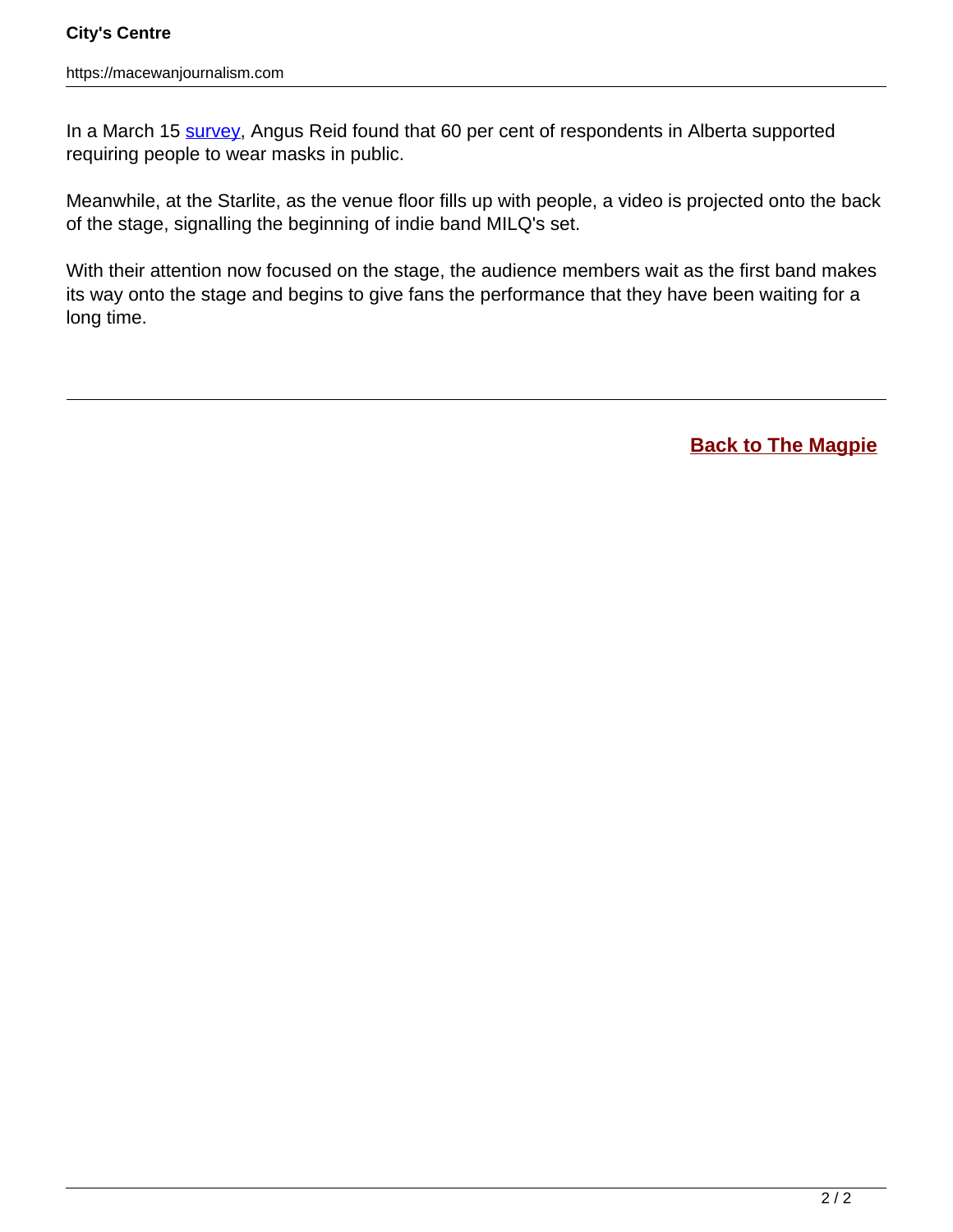In a March 15 [survey](), Angus Reid found that 60 per cent of respondents in Alberta supported requiring people to wear masks in public.

Meanwhile, at the Starlite, as the venue floor fills up with people, a video is projected onto the back of the stage, signalling the beginning of indie band MILQ's set.

With their attention now focused on the stage, the audience members wait as the first band makes its way onto the stage and begins to give fans the performance that they have been waiting for a long time.

---

**Back to The Magpie**